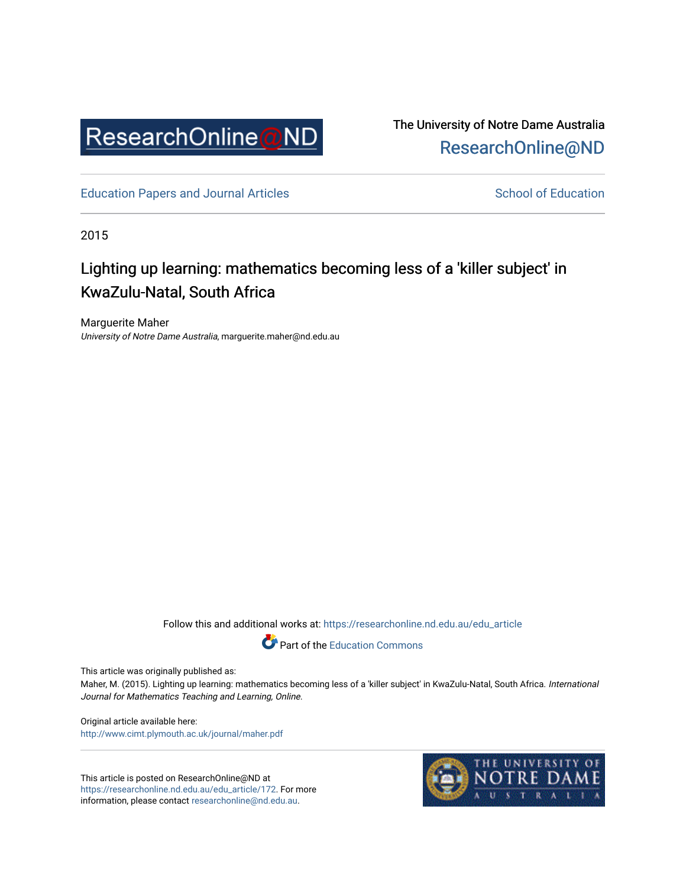ResearchOnline@ND

The University of Notre Dame Australia
ResearchOnline@ND

Education Papers and Journal Articles — School of Education

2015

# Lighting up learning: mathematics becoming less of a 'killer subject' in KwaZulu-Natal, South Africa

Marguerite Maher
*University of Notre Dame Australia*, marguerite.maher@nd.edu.au

Follow this and additional works at: https://researchonline.nd.edu.au/edu_article

Part of the Education Commons

This article was originally published as:
Maher, M. (2015). Lighting up learning: mathematics becoming less of a 'killer subject' in KwaZulu-Natal, South Africa. *International Journal for Mathematics Teaching and Learning, Online*.

Original article available here:
http://www.cimt.plymouth.ac.uk/journal/maher.pdf

This article is posted on ResearchOnline@ND at https://researchonline.nd.edu.au/edu_article/172. For more information, please contact researchonline@nd.edu.au.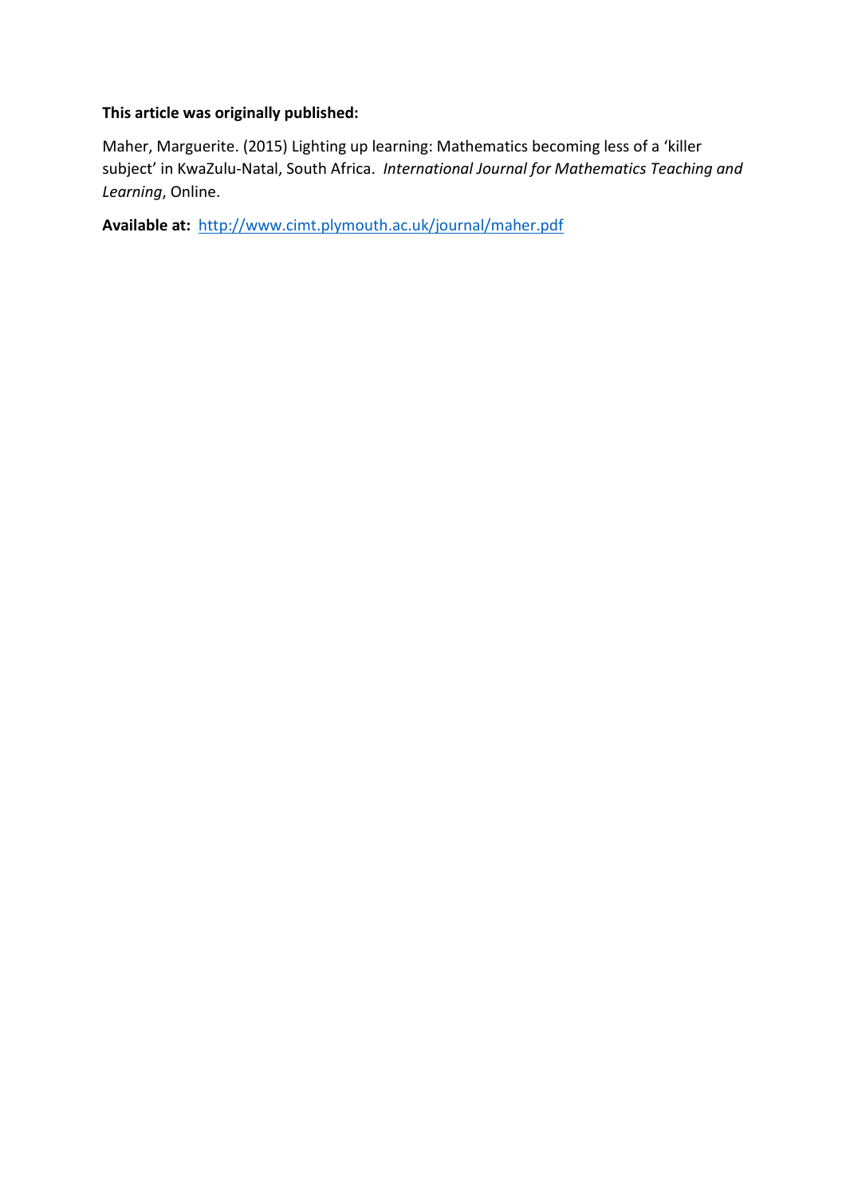**This article was originally published:**

Maher, Marguerite. (2015) Lighting up learning: Mathematics becoming less of a 'killer subject' in KwaZulu-Natal, South Africa. *International Journal for Mathematics Teaching and Learning*, Online.

**Available at:** [http://www.cimt.plymouth.ac.uk/journal/maher.pdf](http://www.cimt.plymouth.ac.uk/journal/maher.pdf)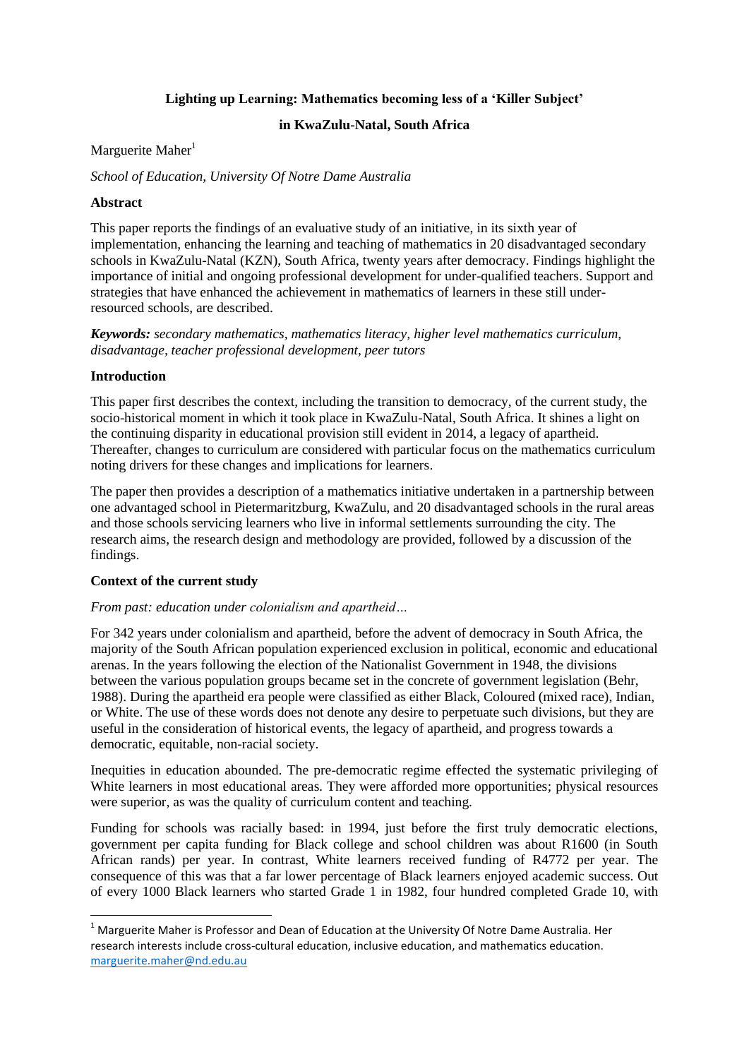**Lighting up Learning: Mathematics becoming less of a 'Killer Subject'**

**in KwaZulu-Natal, South Africa**

Marguerite Maher[1]

*School of Education, University Of Notre Dame Australia*

**Abstract**

This paper reports the findings of an evaluative study of an initiative, in its sixth year of implementation, enhancing the learning and teaching of mathematics in 20 disadvantaged secondary schools in KwaZulu-Natal (KZN), South Africa, twenty years after democracy. Findings highlight the importance of initial and ongoing professional development for under-qualified teachers. Support and strategies that have enhanced the achievement in mathematics of learners in these still under-resourced schools, are described.

***Keywords:*** *secondary mathematics, mathematics literacy, higher level mathematics curriculum, disadvantage, teacher professional development, peer tutors*

**Introduction**

This paper first describes the context, including the transition to democracy, of the current study, the socio-historical moment in which it took place in KwaZulu-Natal, South Africa. It shines a light on the continuing disparity in educational provision still evident in 2014, a legacy of apartheid. Thereafter, changes to curriculum are considered with particular focus on the mathematics curriculum noting drivers for these changes and implications for learners.

The paper then provides a description of a mathematics initiative undertaken in a partnership between one advantaged school in Pietermaritzburg, KwaZulu, and 20 disadvantaged schools in the rural areas and those schools servicing learners who live in informal settlements surrounding the city. The research aims, the research design and methodology are provided, followed by a discussion of the findings.

**Context of the current study**

*From past: education under colonialism and apartheid…*

For 342 years under colonialism and apartheid, before the advent of democracy in South Africa, the majority of the South African population experienced exclusion in political, economic and educational arenas. In the years following the election of the Nationalist Government in 1948, the divisions between the various population groups became set in the concrete of government legislation (Behr, 1988). During the apartheid era people were classified as either Black, Coloured (mixed race), Indian, or White. The use of these words does not denote any desire to perpetuate such divisions, but they are useful in the consideration of historical events, the legacy of apartheid, and progress towards a democratic, equitable, non-racial society.

Inequities in education abounded. The pre-democratic regime effected the systematic privileging of White learners in most educational areas. They were afforded more opportunities; physical resources were superior, as was the quality of curriculum content and teaching.

Funding for schools was racially based: in 1994, just before the first truly democratic elections, government per capita funding for Black college and school children was about R1600 (in South African rands) per year. In contrast, White learners received funding of R4772 per year. The consequence of this was that a far lower percentage of Black learners enjoyed academic success. Out of every 1000 Black learners who started Grade 1 in 1982, four hundred completed Grade 10, with

[1] Marguerite Maher is Professor and Dean of Education at the University Of Notre Dame Australia. Her research interests include cross-cultural education, inclusive education, and mathematics education. marguerite.maher@nd.edu.au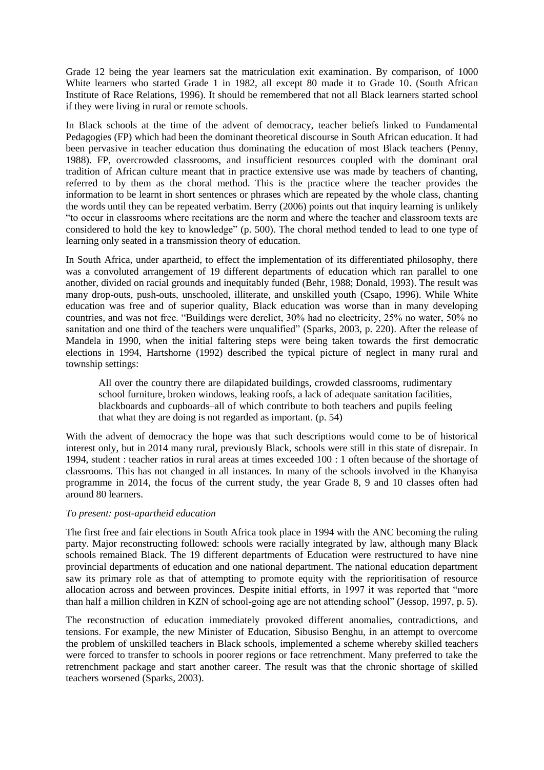Grade 12 being the year learners sat the matriculation exit examination. By comparison, of 1000 White learners who started Grade 1 in 1982, all except 80 made it to Grade 10. (South African Institute of Race Relations, 1996). It should be remembered that not all Black learners started school if they were living in rural or remote schools.

In Black schools at the time of the advent of democracy, teacher beliefs linked to Fundamental Pedagogies (FP) which had been the dominant theoretical discourse in South African education. It had been pervasive in teacher education thus dominating the education of most Black teachers (Penny, 1988). FP, overcrowded classrooms, and insufficient resources coupled with the dominant oral tradition of African culture meant that in practice extensive use was made by teachers of chanting, referred to by them as the choral method. This is the practice where the teacher provides the information to be learnt in short sentences or phrases which are repeated by the whole class, chanting the words until they can be repeated verbatim. Berry (2006) points out that inquiry learning is unlikely "to occur in classrooms where recitations are the norm and where the teacher and classroom texts are considered to hold the key to knowledge" (p. 500). The choral method tended to lead to one type of learning only seated in a transmission theory of education.

In South Africa, under apartheid, to effect the implementation of its differentiated philosophy, there was a convoluted arrangement of 19 different departments of education which ran parallel to one another, divided on racial grounds and inequitably funded (Behr, 1988; Donald, 1993). The result was many drop-outs, push-outs, unschooled, illiterate, and unskilled youth (Csapo, 1996). While White education was free and of superior quality, Black education was worse than in many developing countries, and was not free. "Buildings were derelict, 30% had no electricity, 25% no water, 50% no sanitation and one third of the teachers were unqualified" (Sparks, 2003, p. 220). After the release of Mandela in 1990, when the initial faltering steps were being taken towards the first democratic elections in 1994, Hartshorne (1992) described the typical picture of neglect in many rural and township settings:

> All over the country there are dilapidated buildings, crowded classrooms, rudimentary school furniture, broken windows, leaking roofs, a lack of adequate sanitation facilities, blackboards and cupboards–all of which contribute to both teachers and pupils feeling that what they are doing is not regarded as important. (p. 54)

With the advent of democracy the hope was that such descriptions would come to be of historical interest only, but in 2014 many rural, previously Black, schools were still in this state of disrepair. In 1994, student : teacher ratios in rural areas at times exceeded 100 : 1 often because of the shortage of classrooms. This has not changed in all instances. In many of the schools involved in the Khanyisa programme in 2014, the focus of the current study, the year Grade 8, 9 and 10 classes often had around 80 learners.

*To present: post-apartheid education*

The first free and fair elections in South Africa took place in 1994 with the ANC becoming the ruling party. Major reconstructing followed: schools were racially integrated by law, although many Black schools remained Black. The 19 different departments of Education were restructured to have nine provincial departments of education and one national department. The national education department saw its primary role as that of attempting to promote equity with the reprioritisation of resource allocation across and between provinces. Despite initial efforts, in 1997 it was reported that "more than half a million children in KZN of school-going age are not attending school" (Jessop, 1997, p. 5).

The reconstruction of education immediately provoked different anomalies, contradictions, and tensions. For example, the new Minister of Education, Sibusiso Benghu, in an attempt to overcome the problem of unskilled teachers in Black schools, implemented a scheme whereby skilled teachers were forced to transfer to schools in poorer regions or face retrenchment. Many preferred to take the retrenchment package and start another career. The result was that the chronic shortage of skilled teachers worsened (Sparks, 2003).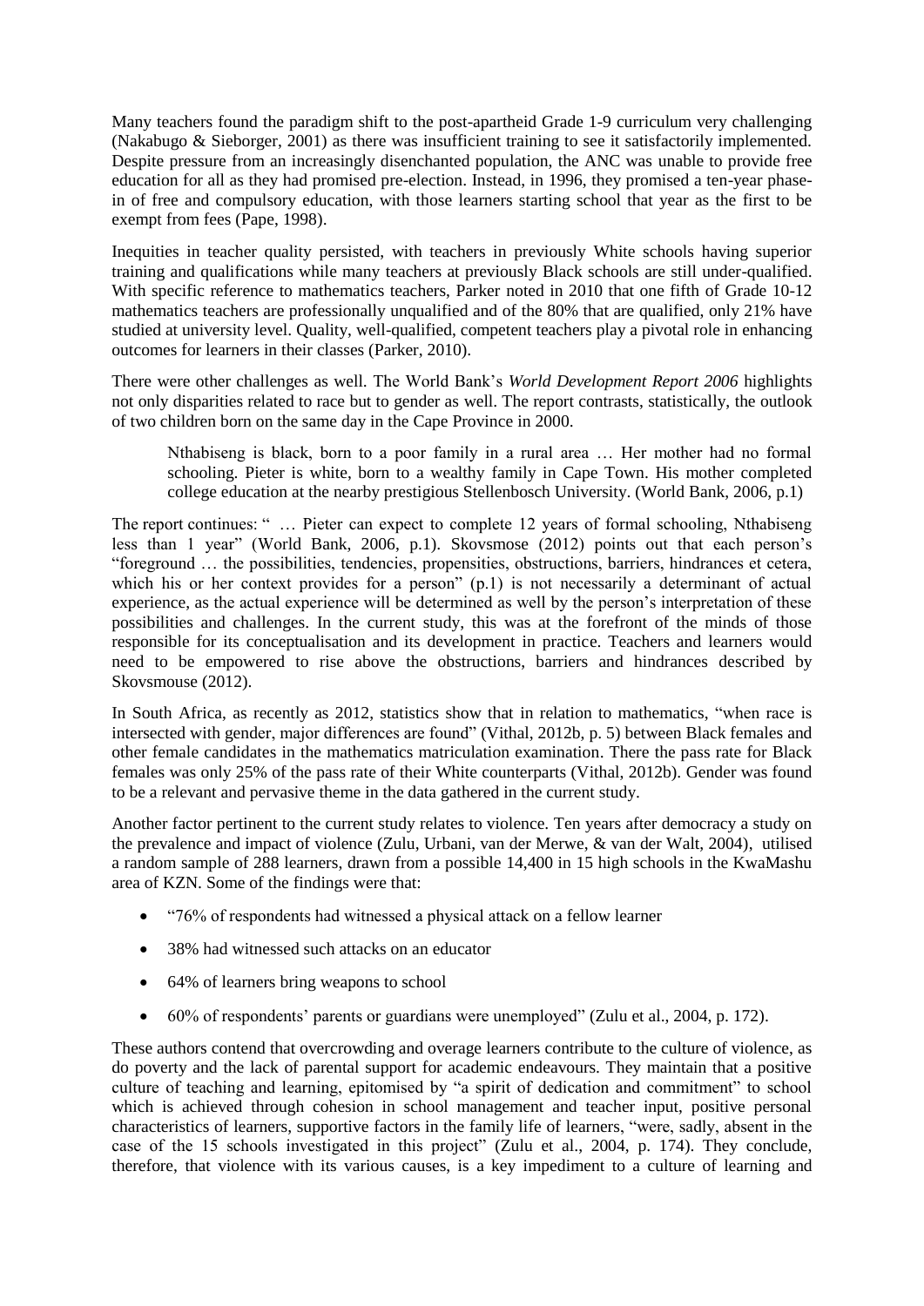Many teachers found the paradigm shift to the post-apartheid Grade 1-9 curriculum very challenging (Nakabugo & Sieborger, 2001) as there was insufficient training to see it satisfactorily implemented. Despite pressure from an increasingly disenchanted population, the ANC was unable to provide free education for all as they had promised pre-election. Instead, in 1996, they promised a ten-year phase-in of free and compulsory education, with those learners starting school that year as the first to be exempt from fees (Pape, 1998).

Inequities in teacher quality persisted, with teachers in previously White schools having superior training and qualifications while many teachers at previously Black schools are still under-qualified. With specific reference to mathematics teachers, Parker noted in 2010 that one fifth of Grade 10-12 mathematics teachers are professionally unqualified and of the 80% that are qualified, only 21% have studied at university level. Quality, well-qualified, competent teachers play a pivotal role in enhancing outcomes for learners in their classes (Parker, 2010).

There were other challenges as well. The World Bank's *World Development Report 2006* highlights not only disparities related to race but to gender as well. The report contrasts, statistically, the outlook of two children born on the same day in the Cape Province in 2000.

> Nthabiseng is black, born to a poor family in a rural area … Her mother had no formal schooling. Pieter is white, born to a wealthy family in Cape Town. His mother completed college education at the nearby prestigious Stellenbosch University. (World Bank, 2006, p.1)

The report continues: " … Pieter can expect to complete 12 years of formal schooling, Nthabiseng less than 1 year" (World Bank, 2006, p.1). Skovsmose (2012) points out that each person's "foreground … the possibilities, tendencies, propensities, obstructions, barriers, hindrances et cetera, which his or her context provides for a person" (p.1) is not necessarily a determinant of actual experience, as the actual experience will be determined as well by the person's interpretation of these possibilities and challenges. In the current study, this was at the forefront of the minds of those responsible for its conceptualisation and its development in practice. Teachers and learners would need to be empowered to rise above the obstructions, barriers and hindrances described by Skovsmouse (2012).

In South Africa, as recently as 2012, statistics show that in relation to mathematics, "when race is intersected with gender, major differences are found" (Vithal, 2012b, p. 5) between Black females and other female candidates in the mathematics matriculation examination. There the pass rate for Black females was only 25% of the pass rate of their White counterparts (Vithal, 2012b). Gender was found to be a relevant and pervasive theme in the data gathered in the current study.

Another factor pertinent to the current study relates to violence. Ten years after democracy a study on the prevalence and impact of violence (Zulu, Urbani, van der Merwe, & van der Walt, 2004), utilised a random sample of 288 learners, drawn from a possible 14,400 in 15 high schools in the KwaMashu area of KZN. Some of the findings were that:

- "76% of respondents had witnessed a physical attack on a fellow learner
- 38% had witnessed such attacks on an educator
- 64% of learners bring weapons to school
- 60% of respondents' parents or guardians were unemployed" (Zulu et al., 2004, p. 172).

These authors contend that overcrowding and overage learners contribute to the culture of violence, as do poverty and the lack of parental support for academic endeavours. They maintain that a positive culture of teaching and learning, epitomised by "a spirit of dedication and commitment" to school which is achieved through cohesion in school management and teacher input, positive personal characteristics of learners, supportive factors in the family life of learners, "were, sadly, absent in the case of the 15 schools investigated in this project" (Zulu et al., 2004, p. 174). They conclude, therefore, that violence with its various causes, is a key impediment to a culture of learning and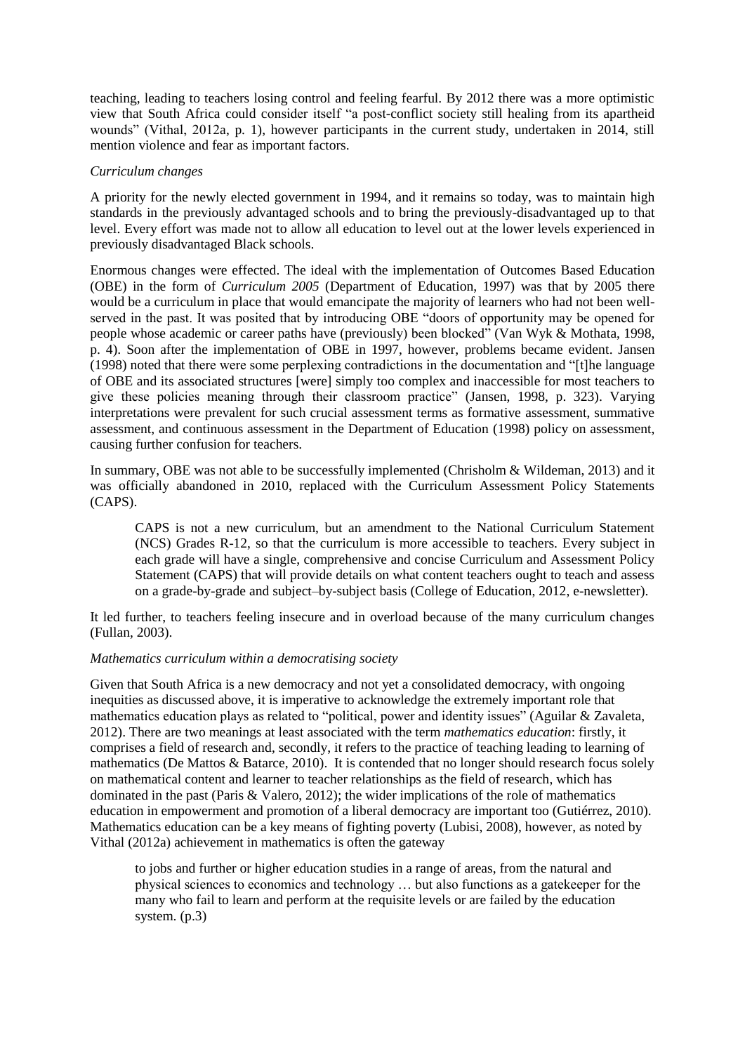teaching, leading to teachers losing control and feeling fearful. By 2012 there was a more optimistic view that South Africa could consider itself "a post-conflict society still healing from its apartheid wounds" (Vithal, 2012a, p. 1), however participants in the current study, undertaken in 2014, still mention violence and fear as important factors.

*Curriculum changes*

A priority for the newly elected government in 1994, and it remains so today, was to maintain high standards in the previously advantaged schools and to bring the previously-disadvantaged up to that level. Every effort was made not to allow all education to level out at the lower levels experienced in previously disadvantaged Black schools.

Enormous changes were effected. The ideal with the implementation of Outcomes Based Education (OBE) in the form of *Curriculum 2005* (Department of Education, 1997) was that by 2005 there would be a curriculum in place that would emancipate the majority of learners who had not been well-served in the past. It was posited that by introducing OBE "doors of opportunity may be opened for people whose academic or career paths have (previously) been blocked" (Van Wyk & Mothata, 1998, p. 4). Soon after the implementation of OBE in 1997, however, problems became evident. Jansen (1998) noted that there were some perplexing contradictions in the documentation and "[t]he language of OBE and its associated structures [were] simply too complex and inaccessible for most teachers to give these policies meaning through their classroom practice" (Jansen, 1998, p. 323). Varying interpretations were prevalent for such crucial assessment terms as formative assessment, summative assessment, and continuous assessment in the Department of Education (1998) policy on assessment, causing further confusion for teachers.

In summary, OBE was not able to be successfully implemented (Chrisholm & Wildeman, 2013) and it was officially abandoned in 2010, replaced with the Curriculum Assessment Policy Statements (CAPS).

> CAPS is not a new curriculum, but an amendment to the National Curriculum Statement (NCS) Grades R-12, so that the curriculum is more accessible to teachers. Every subject in each grade will have a single, comprehensive and concise Curriculum and Assessment Policy Statement (CAPS) that will provide details on what content teachers ought to teach and assess on a grade-by-grade and subject–by-subject basis (College of Education, 2012, e-newsletter).

It led further, to teachers feeling insecure and in overload because of the many curriculum changes (Fullan, 2003).

*Mathematics curriculum within a democratising society*

Given that South Africa is a new democracy and not yet a consolidated democracy, with ongoing inequities as discussed above, it is imperative to acknowledge the extremely important role that mathematics education plays as related to "political, power and identity issues" (Aguilar & Zavaleta, 2012). There are two meanings at least associated with the term *mathematics education*: firstly, it comprises a field of research and, secondly, it refers to the practice of teaching leading to learning of mathematics (De Mattos & Batarce, 2010). It is contended that no longer should research focus solely on mathematical content and learner to teacher relationships as the field of research, which has dominated in the past (Paris & Valero, 2012); the wider implications of the role of mathematics education in empowerment and promotion of a liberal democracy are important too (Gutiérrez, 2010). Mathematics education can be a key means of fighting poverty (Lubisi, 2008), however, as noted by Vithal (2012a) achievement in mathematics is often the gateway

> to jobs and further or higher education studies in a range of areas, from the natural and physical sciences to economics and technology … but also functions as a gatekeeper for the many who fail to learn and perform at the requisite levels or are failed by the education system. (p.3)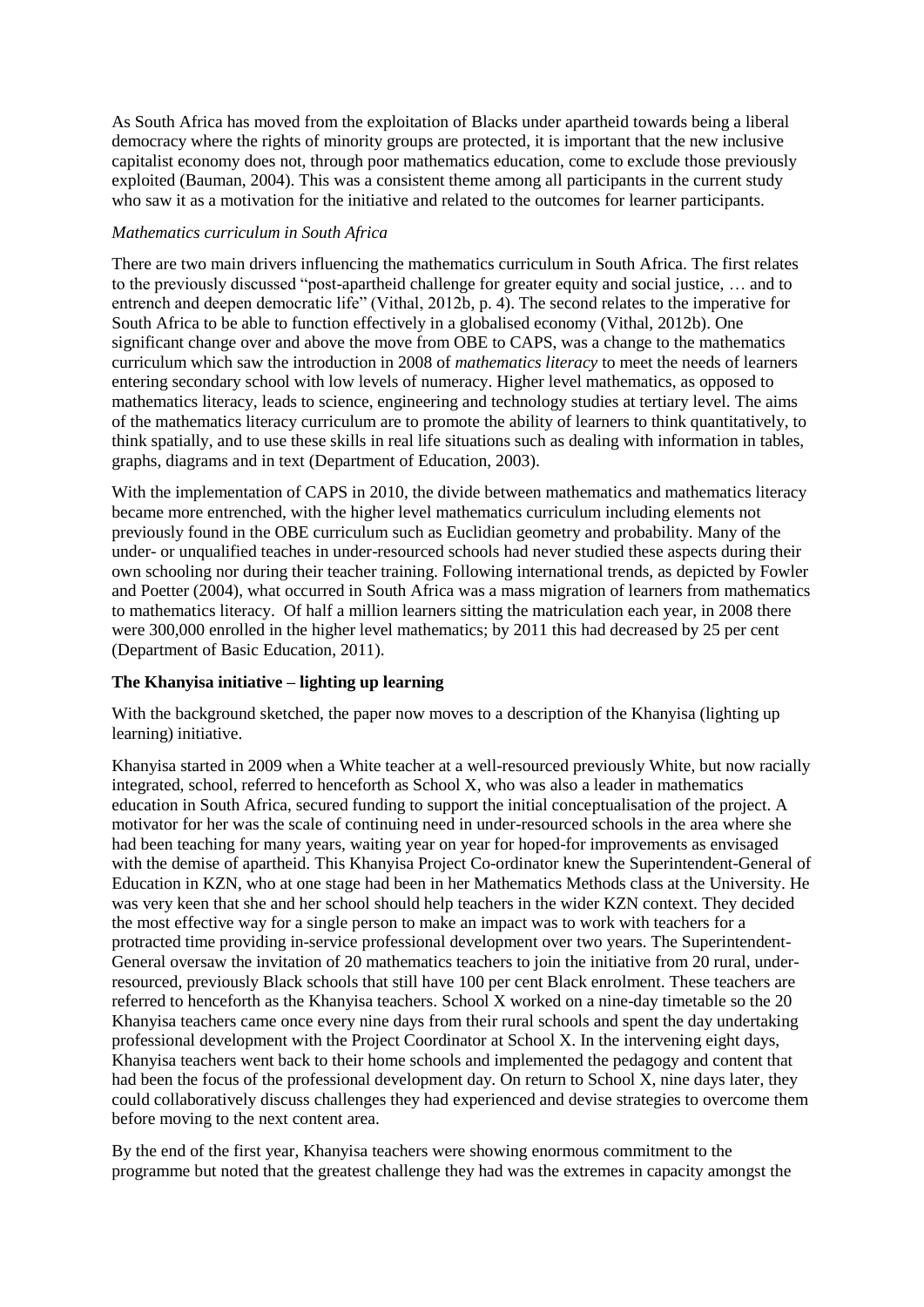As South Africa has moved from the exploitation of Blacks under apartheid towards being a liberal democracy where the rights of minority groups are protected, it is important that the new inclusive capitalist economy does not, through poor mathematics education, come to exclude those previously exploited (Bauman, 2004). This was a consistent theme among all participants in the current study who saw it as a motivation for the initiative and related to the outcomes for learner participants.

*Mathematics curriculum in South Africa*

There are two main drivers influencing the mathematics curriculum in South Africa. The first relates to the previously discussed "post-apartheid challenge for greater equity and social justice, … and to entrench and deepen democratic life" (Vithal, 2012b, p. 4). The second relates to the imperative for South Africa to be able to function effectively in a globalised economy (Vithal, 2012b). One significant change over and above the move from OBE to CAPS, was a change to the mathematics curriculum which saw the introduction in 2008 of *mathematics literacy* to meet the needs of learners entering secondary school with low levels of numeracy. Higher level mathematics, as opposed to mathematics literacy, leads to science, engineering and technology studies at tertiary level. The aims of the mathematics literacy curriculum are to promote the ability of learners to think quantitatively, to think spatially, and to use these skills in real life situations such as dealing with information in tables, graphs, diagrams and in text (Department of Education, 2003).

With the implementation of CAPS in 2010, the divide between mathematics and mathematics literacy became more entrenched, with the higher level mathematics curriculum including elements not previously found in the OBE curriculum such as Euclidian geometry and probability. Many of the under- or unqualified teaches in under-resourced schools had never studied these aspects during their own schooling nor during their teacher training. Following international trends, as depicted by Fowler and Poetter (2004), what occurred in South Africa was a mass migration of learners from mathematics to mathematics literacy. Of half a million learners sitting the matriculation each year, in 2008 there were 300,000 enrolled in the higher level mathematics; by 2011 this had decreased by 25 per cent (Department of Basic Education, 2011).

**The Khanyisa initiative – lighting up learning**

With the background sketched, the paper now moves to a description of the Khanyisa (lighting up learning) initiative.

Khanyisa started in 2009 when a White teacher at a well-resourced previously White, but now racially integrated, school, referred to henceforth as School X, who was also a leader in mathematics education in South Africa, secured funding to support the initial conceptualisation of the project. A motivator for her was the scale of continuing need in under-resourced schools in the area where she had been teaching for many years, waiting year on year for hoped-for improvements as envisaged with the demise of apartheid. This Khanyisa Project Co-ordinator knew the Superintendent-General of Education in KZN, who at one stage had been in her Mathematics Methods class at the University. He was very keen that she and her school should help teachers in the wider KZN context. They decided the most effective way for a single person to make an impact was to work with teachers for a protracted time providing in-service professional development over two years. The Superintendent-General oversaw the invitation of 20 mathematics teachers to join the initiative from 20 rural, under-resourced, previously Black schools that still have 100 per cent Black enrolment. These teachers are referred to henceforth as the Khanyisa teachers. School X worked on a nine-day timetable so the 20 Khanyisa teachers came once every nine days from their rural schools and spent the day undertaking professional development with the Project Coordinator at School X. In the intervening eight days, Khanyisa teachers went back to their home schools and implemented the pedagogy and content that had been the focus of the professional development day. On return to School X, nine days later, they could collaboratively discuss challenges they had experienced and devise strategies to overcome them before moving to the next content area.

By the end of the first year, Khanyisa teachers were showing enormous commitment to the programme but noted that the greatest challenge they had was the extremes in capacity amongst the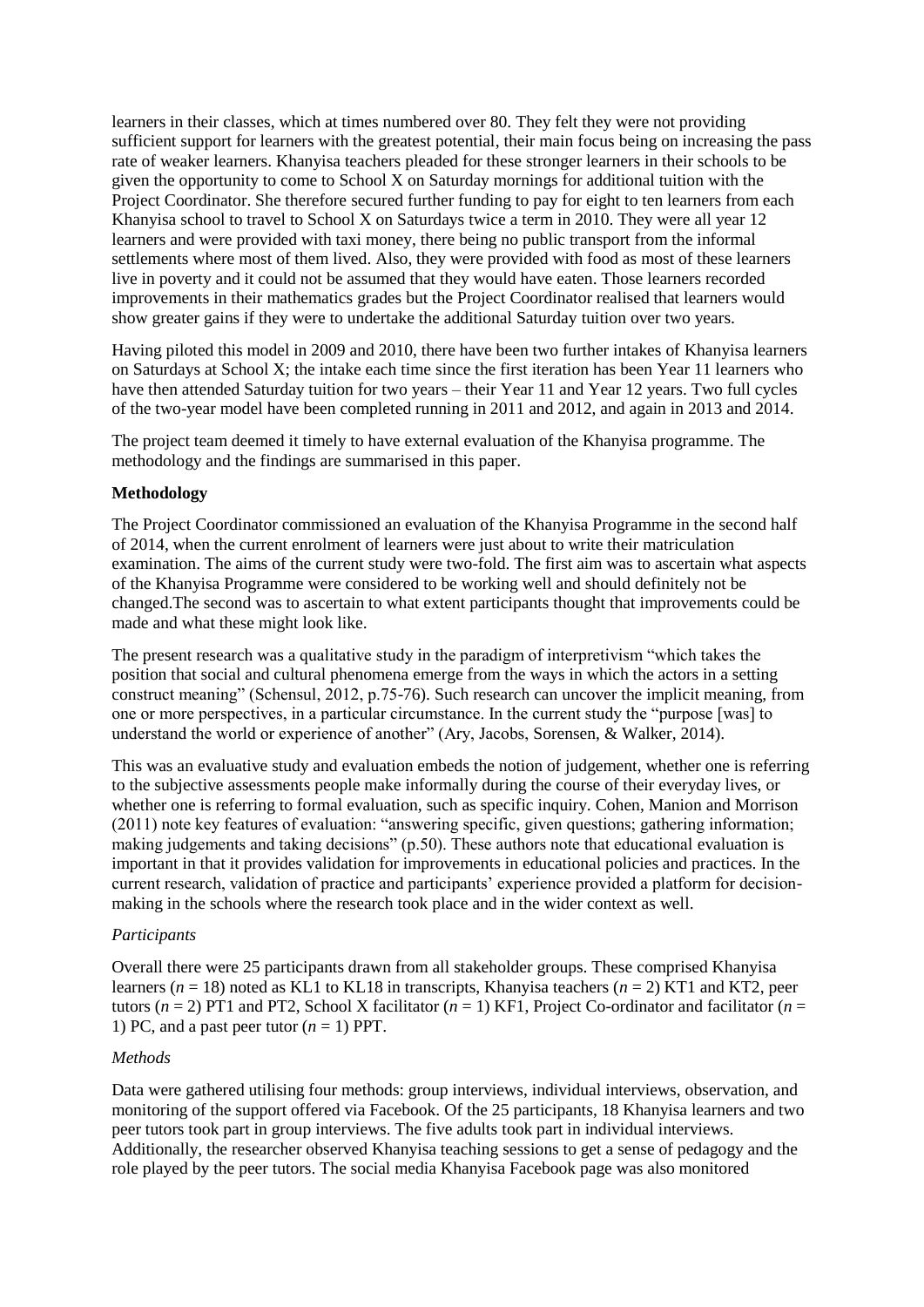learners in their classes, which at times numbered over 80. They felt they were not providing sufficient support for learners with the greatest potential, their main focus being on increasing the pass rate of weaker learners. Khanyisa teachers pleaded for these stronger learners in their schools to be given the opportunity to come to School X on Saturday mornings for additional tuition with the Project Coordinator. She therefore secured further funding to pay for eight to ten learners from each Khanyisa school to travel to School X on Saturdays twice a term in 2010. They were all year 12 learners and were provided with taxi money, there being no public transport from the informal settlements where most of them lived. Also, they were provided with food as most of these learners live in poverty and it could not be assumed that they would have eaten. Those learners recorded improvements in their mathematics grades but the Project Coordinator realised that learners would show greater gains if they were to undertake the additional Saturday tuition over two years.

Having piloted this model in 2009 and 2010, there have been two further intakes of Khanyisa learners on Saturdays at School X; the intake each time since the first iteration has been Year 11 learners who have then attended Saturday tuition for two years – their Year 11 and Year 12 years. Two full cycles of the two-year model have been completed running in 2011 and 2012, and again in 2013 and 2014.

The project team deemed it timely to have external evaluation of the Khanyisa programme. The methodology and the findings are summarised in this paper.

**Methodology**

The Project Coordinator commissioned an evaluation of the Khanyisa Programme in the second half of 2014, when the current enrolment of learners were just about to write their matriculation examination. The aims of the current study were two-fold. The first aim was to ascertain what aspects of the Khanyisa Programme were considered to be working well and should definitely not be changed.The second was to ascertain to what extent participants thought that improvements could be made and what these might look like.

The present research was a qualitative study in the paradigm of interpretivism "which takes the position that social and cultural phenomena emerge from the ways in which the actors in a setting construct meaning" (Schensul, 2012, p.75-76). Such research can uncover the implicit meaning, from one or more perspectives, in a particular circumstance. In the current study the "purpose [was] to understand the world or experience of another" (Ary, Jacobs, Sorensen, & Walker, 2014).

This was an evaluative study and evaluation embeds the notion of judgement, whether one is referring to the subjective assessments people make informally during the course of their everyday lives, or whether one is referring to formal evaluation, such as specific inquiry. Cohen, Manion and Morrison (2011) note key features of evaluation: "answering specific, given questions; gathering information; making judgements and taking decisions" (p.50). These authors note that educational evaluation is important in that it provides validation for improvements in educational policies and practices. In the current research, validation of practice and participants' experience provided a platform for decision-making in the schools where the research took place and in the wider context as well.

*Participants*

Overall there were 25 participants drawn from all stakeholder groups. These comprised Khanyisa learners ($n$ = 18) noted as KL1 to KL18 in transcripts, Khanyisa teachers ($n$ = 2) KT1 and KT2, peer tutors ($n$ = 2) PT1 and PT2, School X facilitator ($n$ = 1) KF1, Project Co-ordinator and facilitator ($n$ = 1) PC, and a past peer tutor ($n$ = 1) PPT.

*Methods*

Data were gathered utilising four methods: group interviews, individual interviews, observation, and monitoring of the support offered via Facebook. Of the 25 participants, 18 Khanyisa learners and two peer tutors took part in group interviews. The five adults took part in individual interviews. Additionally, the researcher observed Khanyisa teaching sessions to get a sense of pedagogy and the role played by the peer tutors. The social media Khanyisa Facebook page was also monitored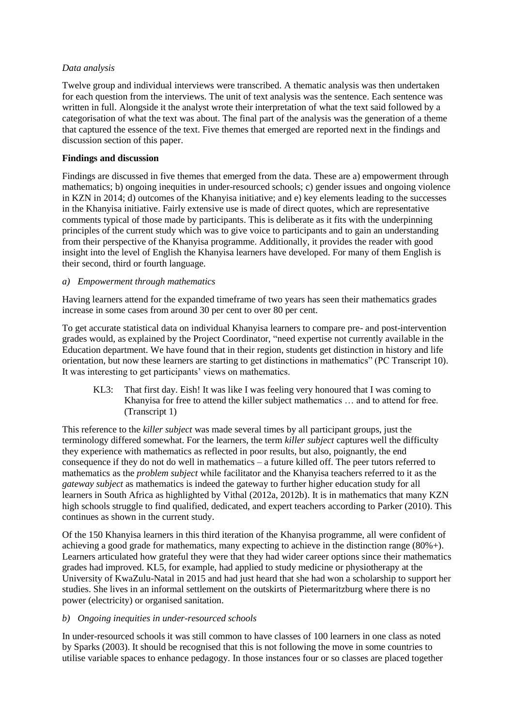*Data analysis*

Twelve group and individual interviews were transcribed. A thematic analysis was then undertaken for each question from the interviews. The unit of text analysis was the sentence. Each sentence was written in full. Alongside it the analyst wrote their interpretation of what the text said followed by a categorisation of what the text was about. The final part of the analysis was the generation of a theme that captured the essence of the text. Five themes that emerged are reported next in the findings and discussion section of this paper.

**Findings and discussion**

Findings are discussed in five themes that emerged from the data. These are a) empowerment through mathematics; b) ongoing inequities in under-resourced schools; c) gender issues and ongoing violence in KZN in 2014; d) outcomes of the Khanyisa initiative; and e) key elements leading to the successes in the Khanyisa initiative. Fairly extensive use is made of direct quotes, which are representative comments typical of those made by participants. This is deliberate as it fits with the underpinning principles of the current study which was to give voice to participants and to gain an understanding from their perspective of the Khanyisa programme. Additionally, it provides the reader with good insight into the level of English the Khanyisa learners have developed. For many of them English is their second, third or fourth language.

*a) Empowerment through mathematics*

Having learners attend for the expanded timeframe of two years has seen their mathematics grades increase in some cases from around 30 per cent to over 80 per cent.

To get accurate statistical data on individual Khanyisa learners to compare pre- and post-intervention grades would, as explained by the Project Coordinator, "need expertise not currently available in the Education department. We have found that in their region, students get distinction in history and life orientation, but now these learners are starting to get distinctions in mathematics" (PC Transcript 10). It was interesting to get participants' views on mathematics.

> KL3: That first day. Eish! It was like I was feeling very honoured that I was coming to Khanyisa for free to attend the killer subject mathematics … and to attend for free. (Transcript 1)

This reference to the *killer subject* was made several times by all participant groups, just the terminology differed somewhat. For the learners, the term *killer subject* captures well the difficulty they experience with mathematics as reflected in poor results, but also, poignantly, the end consequence if they do not do well in mathematics – a future killed off. The peer tutors referred to mathematics as the *problem subject* while facilitator and the Khanyisa teachers referred to it as the *gateway subject* as mathematics is indeed the gateway to further higher education study for all learners in South Africa as highlighted by Vithal (2012a, 2012b). It is in mathematics that many KZN high schools struggle to find qualified, dedicated, and expert teachers according to Parker (2010). This continues as shown in the current study.

Of the 150 Khanyisa learners in this third iteration of the Khanyisa programme, all were confident of achieving a good grade for mathematics, many expecting to achieve in the distinction range (80%+). Learners articulated how grateful they were that they had wider career options since their mathematics grades had improved. KL5, for example, had applied to study medicine or physiotherapy at the University of KwaZulu-Natal in 2015 and had just heard that she had won a scholarship to support her studies. She lives in an informal settlement on the outskirts of Pietermaritzburg where there is no power (electricity) or organised sanitation.

*b) Ongoing inequities in under-resourced schools*

In under-resourced schools it was still common to have classes of 100 learners in one class as noted by Sparks (2003). It should be recognised that this is not following the move in some countries to utilise variable spaces to enhance pedagogy. In those instances four or so classes are placed together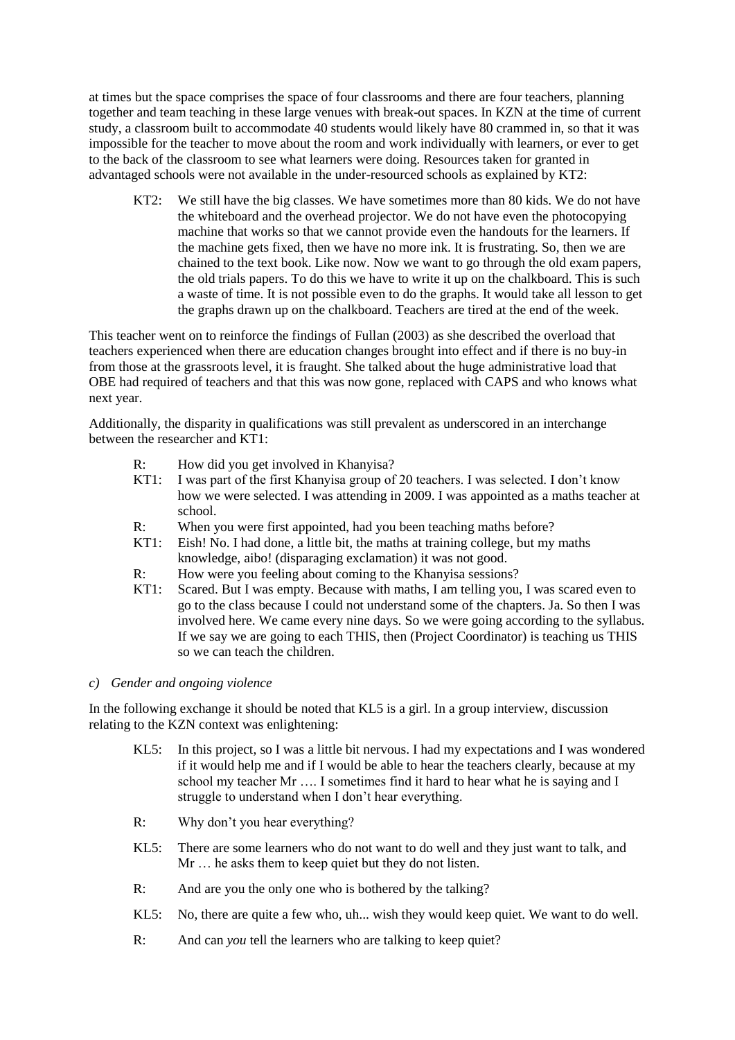at times but the space comprises the space of four classrooms and there are four teachers, planning together and team teaching in these large venues with break-out spaces. In KZN at the time of current study, a classroom built to accommodate 40 students would likely have 80 crammed in, so that it was impossible for the teacher to move about the room and work individually with learners, or ever to get to the back of the classroom to see what learners were doing. Resources taken for granted in advantaged schools were not available in the under-resourced schools as explained by KT2:

> KT2: We still have the big classes. We have sometimes more than 80 kids. We do not have the whiteboard and the overhead projector. We do not have even the photocopying machine that works so that we cannot provide even the handouts for the learners. If the machine gets fixed, then we have no more ink. It is frustrating. So, then we are chained to the text book. Like now. Now we want to go through the old exam papers, the old trials papers. To do this we have to write it up on the chalkboard. This is such a waste of time. It is not possible even to do the graphs. It would take all lesson to get the graphs drawn up on the chalkboard. Teachers are tired at the end of the week.

This teacher went on to reinforce the findings of Fullan (2003) as she described the overload that teachers experienced when there are education changes brought into effect and if there is no buy-in from those at the grassroots level, it is fraught. She talked about the huge administrative load that OBE had required of teachers and that this was now gone, replaced with CAPS and who knows what next year.

Additionally, the disparity in qualifications was still prevalent as underscored in an interchange between the researcher and KT1:

> R: How did you get involved in Khanyisa?
>
> KT1: I was part of the first Khanyisa group of 20 teachers. I was selected. I don't know how we were selected. I was attending in 2009. I was appointed as a maths teacher at school.
>
> R: When you were first appointed, had you been teaching maths before?
>
> KT1: Eish! No. I had done, a little bit, the maths at training college, but my maths knowledge, aibo! (disparaging exclamation) it was not good.
>
> R: How were you feeling about coming to the Khanyisa sessions?
>
> KT1: Scared. But I was empty. Because with maths, I am telling you, I was scared even to go to the class because I could not understand some of the chapters. Ja. So then I was involved here. We came every nine days. So we were going according to the syllabus. If we say we are going to each THIS, then (Project Coordinator) is teaching us THIS so we can teach the children.

*c) Gender and ongoing violence*

In the following exchange it should be noted that KL5 is a girl. In a group interview, discussion relating to the KZN context was enlightening:

> KL5: In this project, so I was a little bit nervous. I had my expectations and I was wondered if it would help me and if I would be able to hear the teachers clearly, because at my school my teacher Mr …. I sometimes find it hard to hear what he is saying and I struggle to understand when I don't hear everything.
>
> R: Why don't you hear everything?
>
> KL5: There are some learners who do not want to do well and they just want to talk, and Mr … he asks them to keep quiet but they do not listen.
>
> R: And are you the only one who is bothered by the talking?
>
> KL5: No, there are quite a few who, uh... wish they would keep quiet. We want to do well.
>
> R: And can *you* tell the learners who are talking to keep quiet?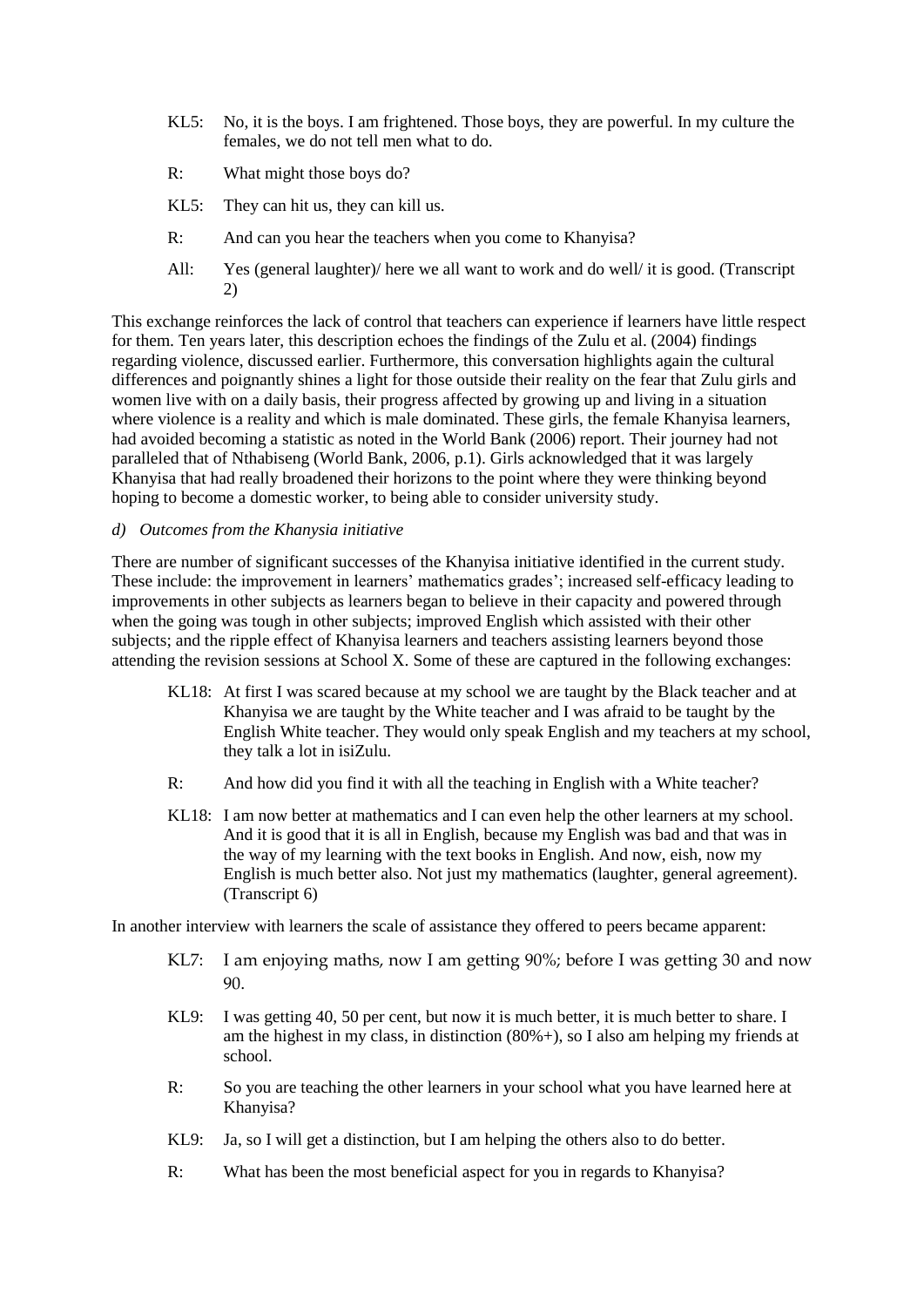KL5: No, it is the boys. I am frightened. Those boys, they are powerful. In my culture the females, we do not tell men what to do.

R: What might those boys do?

KL5: They can hit us, they can kill us.

R: And can you hear the teachers when you come to Khanyisa?

All: Yes (general laughter)/ here we all want to work and do well/ it is good. (Transcript 2)

This exchange reinforces the lack of control that teachers can experience if learners have little respect for them. Ten years later, this description echoes the findings of the Zulu et al. (2004) findings regarding violence, discussed earlier. Furthermore, this conversation highlights again the cultural differences and poignantly shines a light for those outside their reality on the fear that Zulu girls and women live with on a daily basis, their progress affected by growing up and living in a situation where violence is a reality and which is male dominated. These girls, the female Khanyisa learners, had avoided becoming a statistic as noted in the World Bank (2006) report. Their journey had not paralleled that of Nthabiseng (World Bank, 2006, p.1). Girls acknowledged that it was largely Khanyisa that had really broadened their horizons to the point where they were thinking beyond hoping to become a domestic worker, to being able to consider university study.

*d) Outcomes from the Khanysia initiative*

There are number of significant successes of the Khanyisa initiative identified in the current study. These include: the improvement in learners' mathematics grades'; increased self-efficacy leading to improvements in other subjects as learners began to believe in their capacity and powered through when the going was tough in other subjects; improved English which assisted with their other subjects; and the ripple effect of Khanyisa learners and teachers assisting learners beyond those attending the revision sessions at School X. Some of these are captured in the following exchanges:

KL18: At first I was scared because at my school we are taught by the Black teacher and at Khanyisa we are taught by the White teacher and I was afraid to be taught by the English White teacher. They would only speak English and my teachers at my school, they talk a lot in isiZulu.

R: And how did you find it with all the teaching in English with a White teacher?

KL18: I am now better at mathematics and I can even help the other learners at my school. And it is good that it is all in English, because my English was bad and that was in the way of my learning with the text books in English. And now, eish, now my English is much better also. Not just my mathematics (laughter, general agreement). (Transcript 6)

In another interview with learners the scale of assistance they offered to peers became apparent:

KL7: I am enjoying maths, now I am getting 90%; before I was getting 30 and now 90.

KL9: I was getting 40, 50 per cent, but now it is much better, it is much better to share. I am the highest in my class, in distinction (80%+), so I also am helping my friends at school.

R: So you are teaching the other learners in your school what you have learned here at Khanyisa?

KL9: Ja, so I will get a distinction, but I am helping the others also to do better.

R: What has been the most beneficial aspect for you in regards to Khanyisa?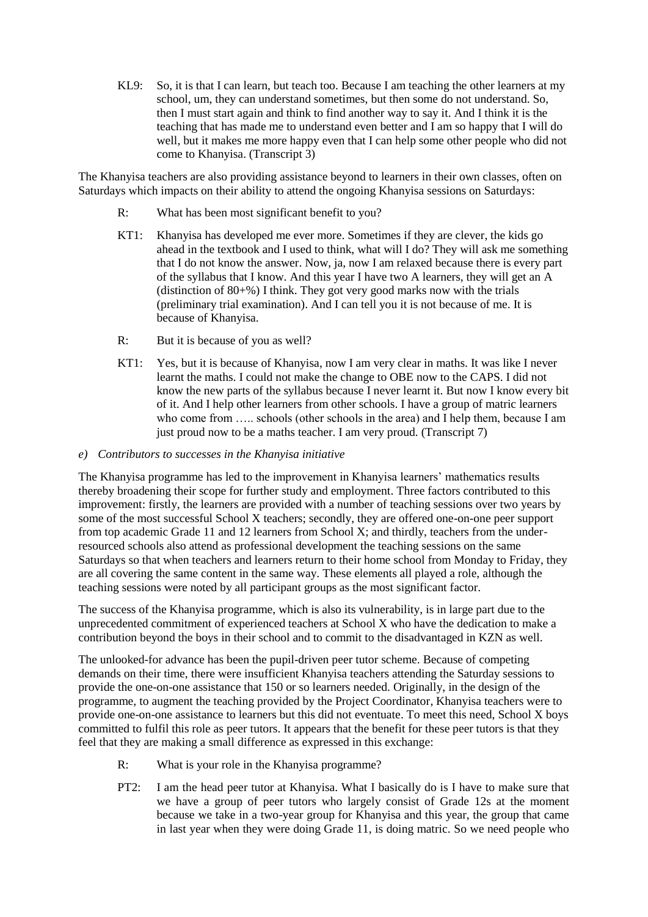KL9: So, it is that I can learn, but teach too. Because I am teaching the other learners at my school, um, they can understand sometimes, but then some do not understand. So, then I must start again and think to find another way to say it. And I think it is the teaching that has made me to understand even better and I am so happy that I will do well, but it makes me more happy even that I can help some other people who did not come to Khanyisa. (Transcript 3)

The Khanyisa teachers are also providing assistance beyond to learners in their own classes, often on Saturdays which impacts on their ability to attend the ongoing Khanyisa sessions on Saturdays:

R: What has been most significant benefit to you?

KT1: Khanyisa has developed me ever more. Sometimes if they are clever, the kids go ahead in the textbook and I used to think, what will I do? They will ask me something that I do not know the answer. Now, ja, now I am relaxed because there is every part of the syllabus that I know. And this year I have two A learners, they will get an A (distinction of 80+%) I think. They got very good marks now with the trials (preliminary trial examination). And I can tell you it is not because of me. It is because of Khanyisa.

R: But it is because of you as well?

KT1: Yes, but it is because of Khanyisa, now I am very clear in maths. It was like I never learnt the maths. I could not make the change to OBE now to the CAPS. I did not know the new parts of the syllabus because I never learnt it. But now I know every bit of it. And I help other learners from other schools. I have a group of matric learners who come from ….. schools (other schools in the area) and I help them, because I am just proud now to be a maths teacher. I am very proud. (Transcript 7)

*e) Contributors to successes in the Khanyisa initiative*

The Khanyisa programme has led to the improvement in Khanyisa learners' mathematics results thereby broadening their scope for further study and employment. Three factors contributed to this improvement: firstly, the learners are provided with a number of teaching sessions over two years by some of the most successful School X teachers; secondly, they are offered one-on-one peer support from top academic Grade 11 and 12 learners from School X; and thirdly, teachers from the under-resourced schools also attend as professional development the teaching sessions on the same Saturdays so that when teachers and learners return to their home school from Monday to Friday, they are all covering the same content in the same way. These elements all played a role, although the teaching sessions were noted by all participant groups as the most significant factor.

The success of the Khanyisa programme, which is also its vulnerability, is in large part due to the unprecedented commitment of experienced teachers at School X who have the dedication to make a contribution beyond the boys in their school and to commit to the disadvantaged in KZN as well.

The unlooked-for advance has been the pupil-driven peer tutor scheme. Because of competing demands on their time, there were insufficient Khanyisa teachers attending the Saturday sessions to provide the one-on-one assistance that 150 or so learners needed. Originally, in the design of the programme, to augment the teaching provided by the Project Coordinator, Khanyisa teachers were to provide one-on-one assistance to learners but this did not eventuate. To meet this need, School X boys committed to fulfil this role as peer tutors. It appears that the benefit for these peer tutors is that they feel that they are making a small difference as expressed in this exchange:

R: What is your role in the Khanyisa programme?

PT2: I am the head peer tutor at Khanyisa. What I basically do is I have to make sure that we have a group of peer tutors who largely consist of Grade 12s at the moment because we take in a two-year group for Khanyisa and this year, the group that came in last year when they were doing Grade 11, is doing matric. So we need people who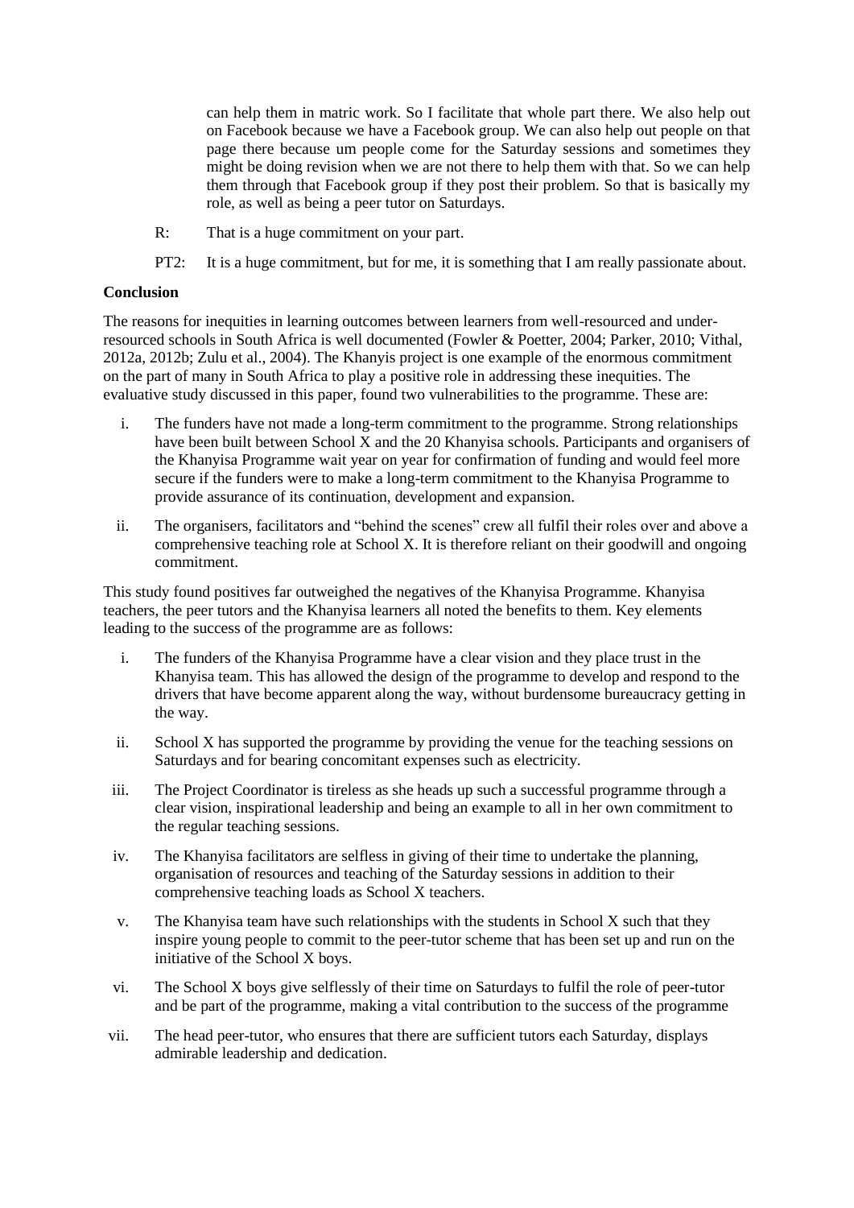can help them in matric work. So I facilitate that whole part there. We also help out on Facebook because we have a Facebook group. We can also help out people on that page there because um people come for the Saturday sessions and sometimes they might be doing revision when we are not there to help them with that. So we can help them through that Facebook group if they post their problem. So that is basically my role, as well as being a peer tutor on Saturdays.

R: That is a huge commitment on your part.

PT2: It is a huge commitment, but for me, it is something that I am really passionate about.

**Conclusion**

The reasons for inequities in learning outcomes between learners from well-resourced and under-resourced schools in South Africa is well documented (Fowler & Poetter, 2004; Parker, 2010; Vithal, 2012a, 2012b; Zulu et al., 2004). The Khanyis project is one example of the enormous commitment on the part of many in South Africa to play a positive role in addressing these inequities. The evaluative study discussed in this paper, found two vulnerabilities to the programme. These are:

i. The funders have not made a long-term commitment to the programme. Strong relationships have been built between School X and the 20 Khanyisa schools. Participants and organisers of the Khanyisa Programme wait year on year for confirmation of funding and would feel more secure if the funders were to make a long-term commitment to the Khanyisa Programme to provide assurance of its continuation, development and expansion.

ii. The organisers, facilitators and "behind the scenes" crew all fulfil their roles over and above a comprehensive teaching role at School X. It is therefore reliant on their goodwill and ongoing commitment.

This study found positives far outweighed the negatives of the Khanyisa Programme. Khanyisa teachers, the peer tutors and the Khanyisa learners all noted the benefits to them. Key elements leading to the success of the programme are as follows:

i. The funders of the Khanyisa Programme have a clear vision and they place trust in the Khanyisa team. This has allowed the design of the programme to develop and respond to the drivers that have become apparent along the way, without burdensome bureaucracy getting in the way.

ii. School X has supported the programme by providing the venue for the teaching sessions on Saturdays and for bearing concomitant expenses such as electricity.

iii. The Project Coordinator is tireless as she heads up such a successful programme through a clear vision, inspirational leadership and being an example to all in her own commitment to the regular teaching sessions.

iv. The Khanyisa facilitators are selfless in giving of their time to undertake the planning, organisation of resources and teaching of the Saturday sessions in addition to their comprehensive teaching loads as School X teachers.

v. The Khanyisa team have such relationships with the students in School X such that they inspire young people to commit to the peer-tutor scheme that has been set up and run on the initiative of the School X boys.

vi. The School X boys give selflessly of their time on Saturdays to fulfil the role of peer-tutor and be part of the programme, making a vital contribution to the success of the programme

vii. The head peer-tutor, who ensures that there are sufficient tutors each Saturday, displays admirable leadership and dedication.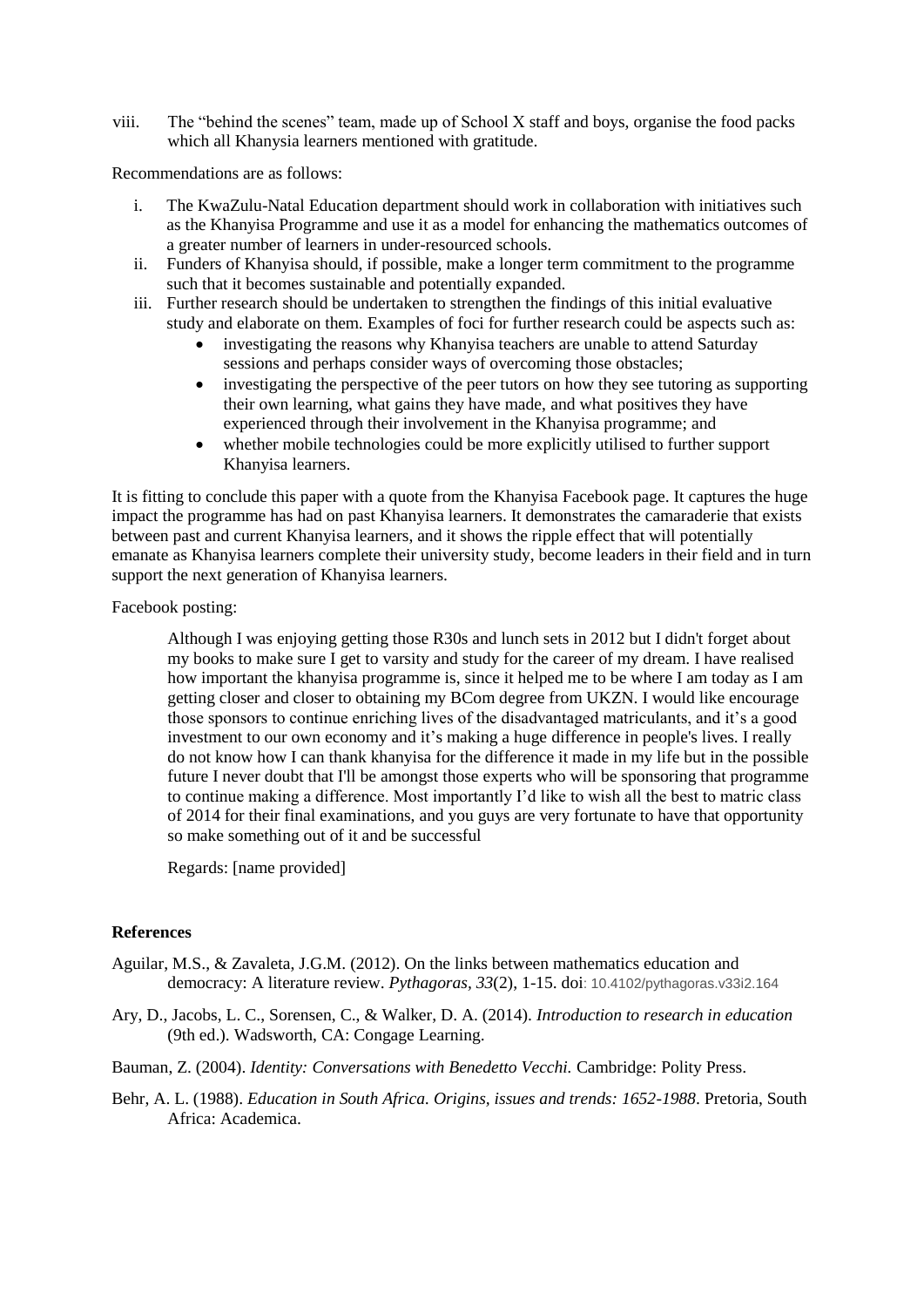viii. The "behind the scenes" team, made up of School X staff and boys, organise the food packs which all Khanysia learners mentioned with gratitude.

Recommendations are as follows:

i. The KwaZulu-Natal Education department should work in collaboration with initiatives such as the Khanyisa Programme and use it as a model for enhancing the mathematics outcomes of a greater number of learners in under-resourced schools.
ii. Funders of Khanyisa should, if possible, make a longer term commitment to the programme such that it becomes sustainable and potentially expanded.
iii. Further research should be undertaken to strengthen the findings of this initial evaluative study and elaborate on them. Examples of foci for further research could be aspects such as:
   - investigating the reasons why Khanyisa teachers are unable to attend Saturday sessions and perhaps consider ways of overcoming those obstacles;
   - investigating the perspective of the peer tutors on how they see tutoring as supporting their own learning, what gains they have made, and what positives they have experienced through their involvement in the Khanyisa programme; and
   - whether mobile technologies could be more explicitly utilised to further support Khanyisa learners.

It is fitting to conclude this paper with a quote from the Khanyisa Facebook page. It captures the huge impact the programme has had on past Khanyisa learners. It demonstrates the camaraderie that exists between past and current Khanyisa learners, and it shows the ripple effect that will potentially emanate as Khanyisa learners complete their university study, become leaders in their field and in turn support the next generation of Khanyisa learners.

Facebook posting:

> Although I was enjoying getting those R30s and lunch sets in 2012 but I didn't forget about my books to make sure I get to varsity and study for the career of my dream. I have realised how important the khanyisa programme is, since it helped me to be where I am today as I am getting closer and closer to obtaining my BCom degree from UKZN. I would like encourage those sponsors to continue enriching lives of the disadvantaged matriculants, and it's a good investment to our own economy and it's making a huge difference in people's lives. I really do not know how I can thank khanyisa for the difference it made in my life but in the possible future I never doubt that I'll be amongst those experts who will be sponsoring that programme to continue making a difference. Most importantly I'd like to wish all the best to matric class of 2014 for their final examinations, and you guys are very fortunate to have that opportunity so make something out of it and be successful
>
> Regards: [name provided]

### References

Aguilar, M.S., & Zavaleta, J.G.M. (2012). On the links between mathematics education and democracy: A literature review. *Pythagoras*, *33*(2), 1-15. doi: 10.4102/pythagoras.v33i2.164

Ary, D., Jacobs, L. C., Sorensen, C., & Walker, D. A. (2014). *Introduction to research in education* (9th ed.). Wadsworth, CA: Congage Learning.

Bauman, Z. (2004). *Identity: Conversations with Benedetto Vecchi.* Cambridge: Polity Press.

Behr, A. L. (1988). *Education in South Africa. Origins, issues and trends: 1652-1988*. Pretoria, South Africa: Academica.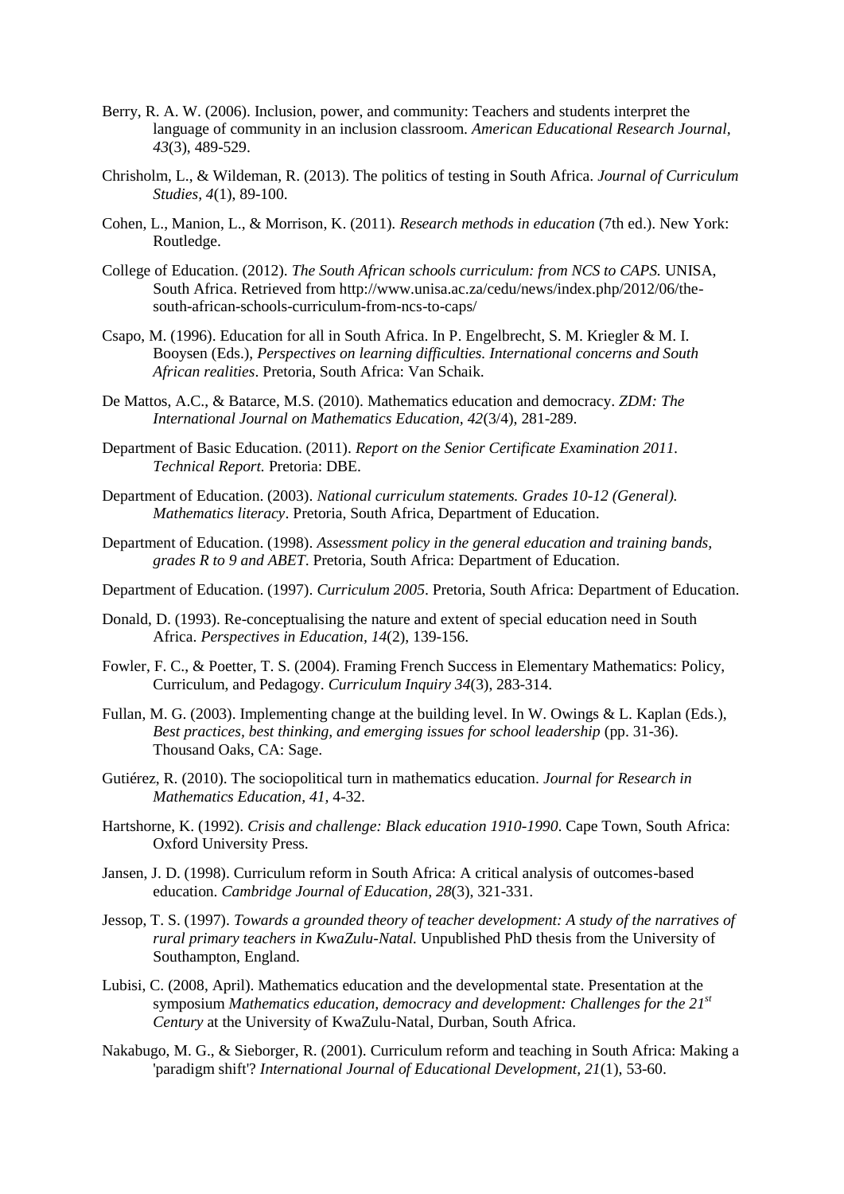Berry, R. A. W. (2006). Inclusion, power, and community: Teachers and students interpret the language of community in an inclusion classroom. *American Educational Research Journal, 43*(3), 489-529.

Chrisholm, L., & Wildeman, R. (2013). The politics of testing in South Africa. *Journal of Curriculum Studies, 4*(1), 89-100.

Cohen, L., Manion, L., & Morrison, K. (2011). *Research methods in education* (7th ed.). New York: Routledge.

College of Education. (2012). *The South African schools curriculum: from NCS to CAPS.* UNISA, South Africa. Retrieved from http://www.unisa.ac.za/cedu/news/index.php/2012/06/the-south-african-schools-curriculum-from-ncs-to-caps/

Csapo, M. (1996). Education for all in South Africa. In P. Engelbrecht, S. M. Kriegler & M. I. Booysen (Eds.), *Perspectives on learning difficulties. International concerns and South African realities*. Pretoria, South Africa: Van Schaik.

De Mattos, A.C., & Batarce, M.S. (2010). Mathematics education and democracy. *ZDM: The International Journal on Mathematics Education, 42*(3/4), 281-289.

Department of Basic Education. (2011). *Report on the Senior Certificate Examination 2011. Technical Report.* Pretoria: DBE.

Department of Education. (2003). *National curriculum statements. Grades 10-12 (General). Mathematics literacy*. Pretoria, South Africa, Department of Education.

Department of Education. (1998). *Assessment policy in the general education and training bands, grades R to 9 and ABET*. Pretoria, South Africa: Department of Education.

Department of Education. (1997). *Curriculum 2005*. Pretoria, South Africa: Department of Education.

Donald, D. (1993). Re-conceptualising the nature and extent of special education need in South Africa. *Perspectives in Education, 14*(2), 139-156.

Fowler, F. C., & Poetter, T. S. (2004). Framing French Success in Elementary Mathematics: Policy, Curriculum, and Pedagogy. *Curriculum Inquiry 34*(3), 283-314.

Fullan, M. G. (2003). Implementing change at the building level. In W. Owings & L. Kaplan (Eds.), *Best practices, best thinking, and emerging issues for school leadership* (pp. 31-36). Thousand Oaks, CA: Sage.

Gutiérez, R. (2010). The sociopolitical turn in mathematics education. *Journal for Research in Mathematics Education, 41*, 4-32.

Hartshorne, K. (1992). *Crisis and challenge: Black education 1910-1990*. Cape Town, South Africa: Oxford University Press.

Jansen, J. D. (1998). Curriculum reform in South Africa: A critical analysis of outcomes-based education. *Cambridge Journal of Education, 28*(3), 321-331.

Jessop, T. S. (1997). *Towards a grounded theory of teacher development: A study of the narratives of rural primary teachers in KwaZulu-Natal.* Unpublished PhD thesis from the University of Southampton, England.

Lubisi, C. (2008, April). Mathematics education and the developmental state. Presentation at the symposium *Mathematics education, democracy and development: Challenges for the 21st Century* at the University of KwaZulu-Natal, Durban, South Africa.

Nakabugo, M. G., & Sieborger, R. (2001). Curriculum reform and teaching in South Africa: Making a 'paradigm shift'? *International Journal of Educational Development, 21*(1), 53-60.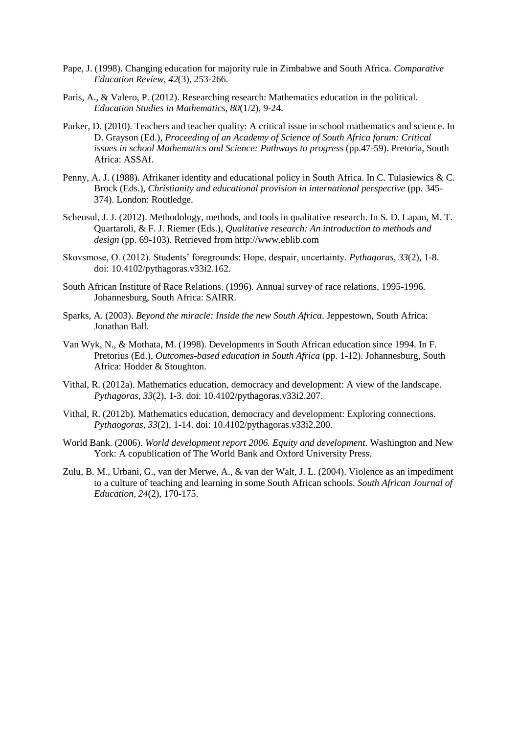Pape, J. (1998). Changing education for majority rule in Zimbabwe and South Africa. *Comparative Education Review, 42*(3), 253-266.

Paris, A., & Valero, P. (2012). Researching research: Mathematics education in the political. *Education Studies in Mathematics, 80*(1/2), 9-24.

Parker, D. (2010). Teachers and teacher quality: A critical issue in school mathematics and science. In D. Grayson (Ed.), *Proceeding of an Academy of Science of South Africa forum: Critical issues in school Mathematics and Science: Pathways to progress* (pp.47-59). Pretoria, South Africa: ASSAf.

Penny, A. J. (1988). Afrikaner identity and educational policy in South Africa. In C. Tulasiewics & C. Brock (Eds.), *Christianity and educational provision in international perspective* (pp. 345-374). London: Routledge.

Schensul, J. J. (2012). Methodology, methods, and tools in qualitative research. In S. D. Lapan, M. T. Quartaroli, & F. J. Riemer (Eds.), *Qualitative research: An introduction to methods and design* (pp. 69-103). Retrieved from http://www.eblib.com

Skovsmose, O. (2012). Students' foregrounds: Hope, despair, uncertainty. *Pythagoras, 33*(2), 1-8. doi: 10.4102/pythagoras.v33i2.162.

South African Institute of Race Relations. (1996). Annual survey of race relations, 1995-1996. Johannesburg, South Africa: SAIRR.

Sparks, A. (2003). *Beyond the miracle: Inside the new South Africa*. Jeppestown, South Africa: Jonathan Ball.

Van Wyk, N., & Mothata, M. (1998). Developments in South African education since 1994. In F. Pretorius (Ed.), *Outcomes-based education in South Africa* (pp. 1-12). Johannesburg, South Africa: Hodder & Stoughton.

Vithal, R. (2012a). Mathematics education, democracy and development: A view of the landscape. *Pythagoras, 33*(2), 1-3. doi: 10.4102/pythagoras.v33i2.207.

Vithal, R. (2012b). Mathematics education, democracy and development: Exploring connections. *Pythaogoras, 33*(2), 1-14. doi: 10.4102/pythagoras.v33i2.200.

World Bank. (2006). *World development report 2006. Equity and development.* Washington and New York: A copublication of The World Bank and Oxford University Press.

Zulu, B. M., Urbani, G., van der Merwe, A., & van der Walt, J. L. (2004). Violence as an impediment to a culture of teaching and learning in some South African schools. *South African Journal of Education, 24*(2), 170-175.